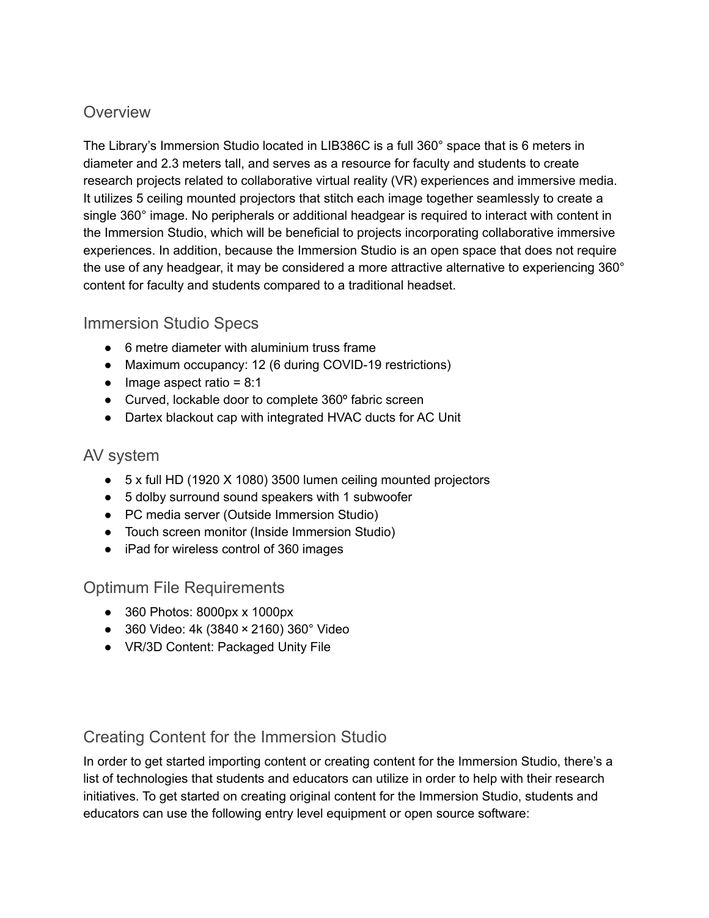## Overview

The Library's Immersion Studio located in LIB386C is a full 360° space that is 6 meters in diameter and 2.3 meters tall, and serves as a resource for faculty and students to create research projects related to collaborative virtual reality (VR) experiences and immersive media. It utilizes 5 ceiling mounted projectors that stitch each image together seamlessly to create a single 360° image. No peripherals or additional headgear is required to interact with content in the Immersion Studio, which will be beneficial to projects incorporating collaborative immersive experiences. In addition, because the Immersion Studio is an open space that does not require the use of any headgear, it may be considered a more attractive alternative to experiencing 360° content for faculty and students compared to a traditional headset.

## Immersion Studio Specs

- 6 metre diameter with aluminium truss frame
- Maximum occupancy: 12 (6 during COVID-19 restrictions)
- Image aspect ratio = 8:1
- Curved, lockable door to complete 360º fabric screen
- Dartex blackout cap with integrated HVAC ducts for AC Unit

## AV system

- 5 x full HD (1920 X 1080) 3500 lumen ceiling mounted projectors
- 5 dolby surround sound speakers with 1 subwoofer
- PC media server (Outside Immersion Studio)
- Touch screen monitor (Inside Immersion Studio)
- iPad for wireless control of 360 images

## Optimum File Requirements

- 360 Photos: 8000px x 1000px
- 360 Video: 4k (3840 × 2160) 360° Video
- VR/3D Content: Packaged Unity File

## Creating Content for the Immersion Studio

In order to get started importing content or creating content for the Immersion Studio, there's a list of technologies that students and educators can utilize in order to help with their research initiatives. To get started on creating original content for the Immersion Studio, students and educators can use the following entry level equipment or open source software: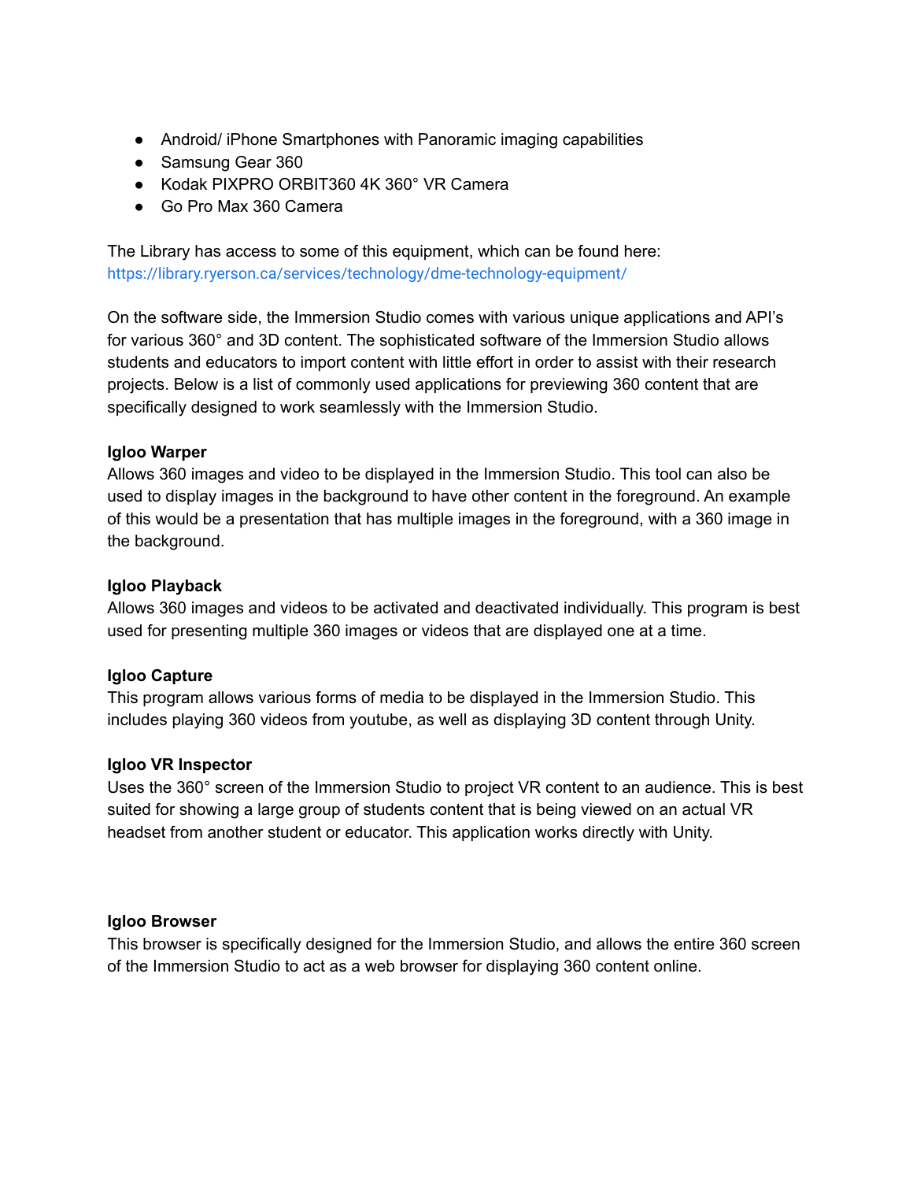- Android/ iPhone Smartphones with Panoramic imaging capabilities
- Samsung Gear 360
- Kodak PIXPRO ORBIT360 4K 360° VR Camera
- Go Pro Max 360 Camera

The Library has access to some of this equipment, which can be found here: https://library.ryerson.ca/services/technology/dme-technology-equipment/

On the software side, the Immersion Studio comes with various unique applications and API's for various 360° and 3D content. The sophisticated software of the Immersion Studio allows students and educators to import content with little effort in order to assist with their research projects. Below is a list of commonly used applications for previewing 360 content that are specifically designed to work seamlessly with the Immersion Studio.

**Igloo Warper**
Allows 360 images and video to be displayed in the Immersion Studio. This tool can also be used to display images in the background to have other content in the foreground. An example of this would be a presentation that has multiple images in the foreground, with a 360 image in the background.

**Igloo Playback**
Allows 360 images and videos to be activated and deactivated individually. This program is best used for presenting multiple 360 images or videos that are displayed one at a time.

**Igloo Capture**
This program allows various forms of media to be displayed in the Immersion Studio. This includes playing 360 videos from youtube, as well as displaying 3D content through Unity.

**Igloo VR Inspector**
Uses the 360° screen of the Immersion Studio to project VR content to an audience. This is best suited for showing a large group of students content that is being viewed on an actual VR headset from another student or educator. This application works directly with Unity.

**Igloo Browser**
This browser is specifically designed for the Immersion Studio, and allows the entire 360 screen of the Immersion Studio to act as a web browser for displaying 360 content online.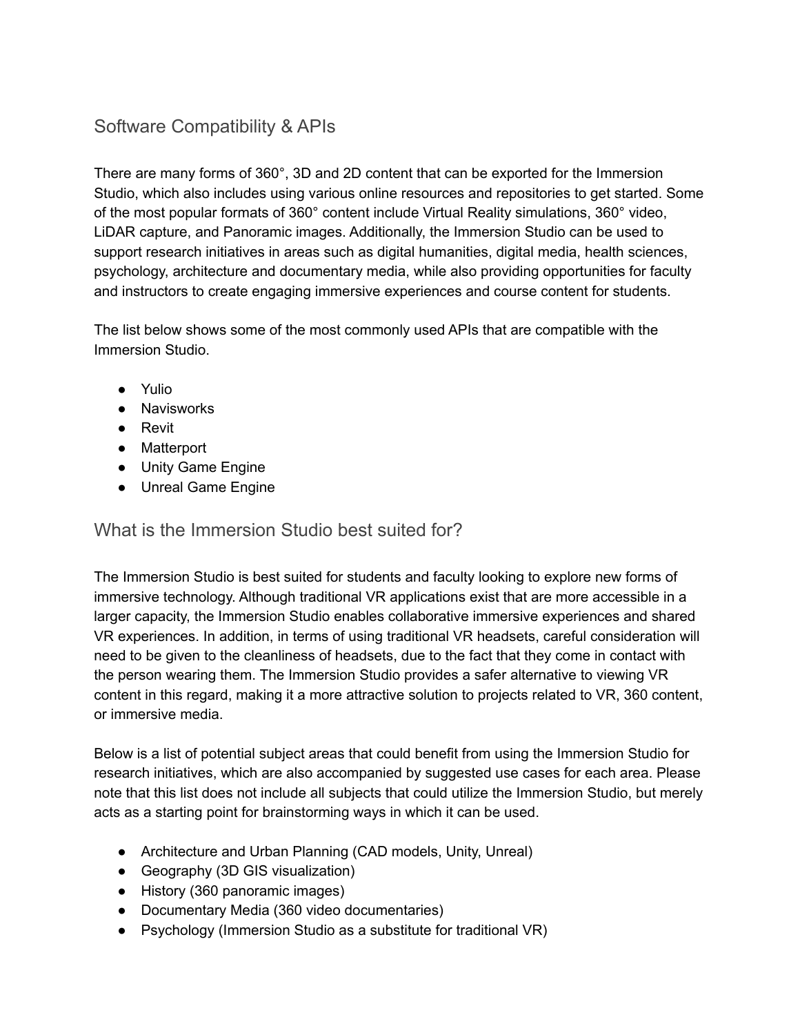## Software Compatibility & APIs

There are many forms of 360°, 3D and 2D content that can be exported for the Immersion Studio, which also includes using various online resources and repositories to get started. Some of the most popular formats of 360° content include Virtual Reality simulations, 360° video, LiDAR capture, and Panoramic images. Additionally, the Immersion Studio can be used to support research initiatives in areas such as digital humanities, digital media, health sciences, psychology, architecture and documentary media, while also providing opportunities for faculty and instructors to create engaging immersive experiences and course content for students.

The list below shows some of the most commonly used APIs that are compatible with the Immersion Studio.

- Yulio
- Navisworks
- Revit
- Matterport
- Unity Game Engine
- Unreal Game Engine

## What is the Immersion Studio best suited for?

The Immersion Studio is best suited for students and faculty looking to explore new forms of immersive technology. Although traditional VR applications exist that are more accessible in a larger capacity, the Immersion Studio enables collaborative immersive experiences and shared VR experiences. In addition, in terms of using traditional VR headsets, careful consideration will need to be given to the cleanliness of headsets, due to the fact that they come in contact with the person wearing them. The Immersion Studio provides a safer alternative to viewing VR content in this regard, making it a more attractive solution to projects related to VR, 360 content, or immersive media.

Below is a list of potential subject areas that could benefit from using the Immersion Studio for research initiatives, which are also accompanied by suggested use cases for each area. Please note that this list does not include all subjects that could utilize the Immersion Studio, but merely acts as a starting point for brainstorming ways in which it can be used.

- Architecture and Urban Planning (CAD models, Unity, Unreal)
- Geography (3D GIS visualization)
- History (360 panoramic images)
- Documentary Media (360 video documentaries)
- Psychology (Immersion Studio as a substitute for traditional VR)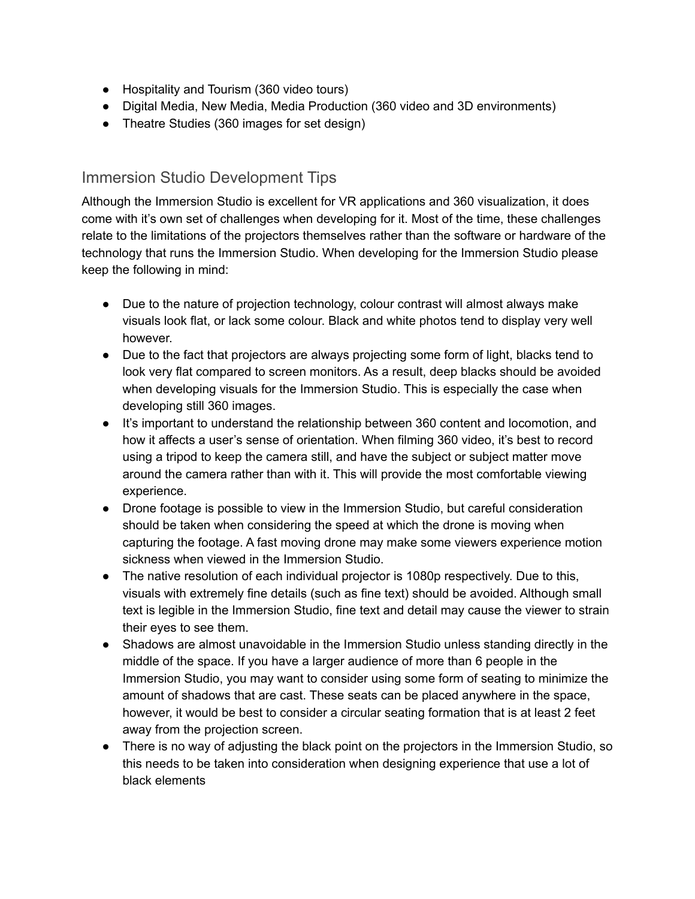- Hospitality and Tourism (360 video tours)
- Digital Media, New Media, Media Production (360 video and 3D environments)
- Theatre Studies (360 images for set design)

## Immersion Studio Development Tips

Although the Immersion Studio is excellent for VR applications and 360 visualization, it does come with it's own set of challenges when developing for it. Most of the time, these challenges relate to the limitations of the projectors themselves rather than the software or hardware of the technology that runs the Immersion Studio. When developing for the Immersion Studio please keep the following in mind:

- Due to the nature of projection technology, colour contrast will almost always make visuals look flat, or lack some colour. Black and white photos tend to display very well however.
- Due to the fact that projectors are always projecting some form of light, blacks tend to look very flat compared to screen monitors. As a result, deep blacks should be avoided when developing visuals for the Immersion Studio. This is especially the case when developing still 360 images.
- It's important to understand the relationship between 360 content and locomotion, and how it affects a user's sense of orientation. When filming 360 video, it's best to record using a tripod to keep the camera still, and have the subject or subject matter move around the camera rather than with it. This will provide the most comfortable viewing experience.
- Drone footage is possible to view in the Immersion Studio, but careful consideration should be taken when considering the speed at which the drone is moving when capturing the footage. A fast moving drone may make some viewers experience motion sickness when viewed in the Immersion Studio.
- The native resolution of each individual projector is 1080p respectively. Due to this, visuals with extremely fine details (such as fine text) should be avoided. Although small text is legible in the Immersion Studio, fine text and detail may cause the viewer to strain their eyes to see them.
- Shadows are almost unavoidable in the Immersion Studio unless standing directly in the middle of the space. If you have a larger audience of more than 6 people in the Immersion Studio, you may want to consider using some form of seating to minimize the amount of shadows that are cast. These seats can be placed anywhere in the space, however, it would be best to consider a circular seating formation that is at least 2 feet away from the projection screen.
- There is no way of adjusting the black point on the projectors in the Immersion Studio, so this needs to be taken into consideration when designing experience that use a lot of black elements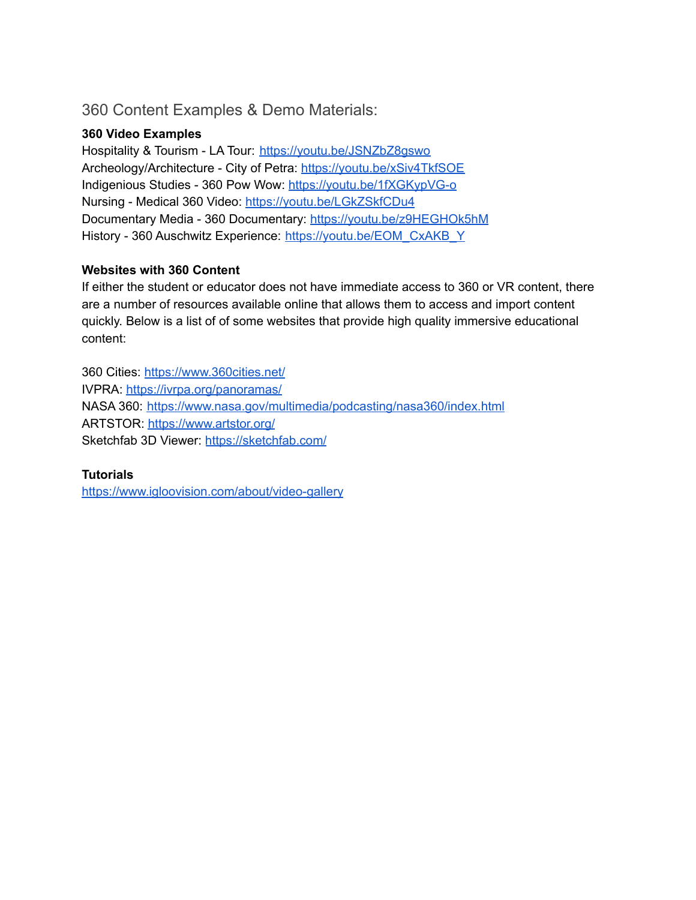## 360 Content Examples & Demo Materials:

**360 Video Examples**

Hospitality & Tourism - LA Tour: https://youtu.be/JSNZbZ8gswo
Archeology/Architecture - City of Petra: https://youtu.be/xSiv4TkfSOE
Indigenious Studies - 360 Pow Wow: https://youtu.be/1fXGKypVG-o
Nursing - Medical 360 Video: https://youtu.be/LGkZSkfCDu4
Documentary Media - 360 Documentary: https://youtu.be/z9HEGHOk5hM
History - 360 Auschwitz Experience: https://youtu.be/EOM_CxAKB_Y

**Websites with 360 Content**

If either the student or educator does not have immediate access to 360 or VR content, there are a number of resources available online that allows them to access and import content quickly. Below is a list of of some websites that provide high quality immersive educational content:

360 Cities: https://www.360cities.net/
IVPRA: https://ivrpa.org/panoramas/
NASA 360: https://www.nasa.gov/multimedia/podcasting/nasa360/index.html
ARTSTOR: https://www.artstor.org/
Sketchfab 3D Viewer: https://sketchfab.com/

**Tutorials**

https://www.igloovision.com/about/video-gallery